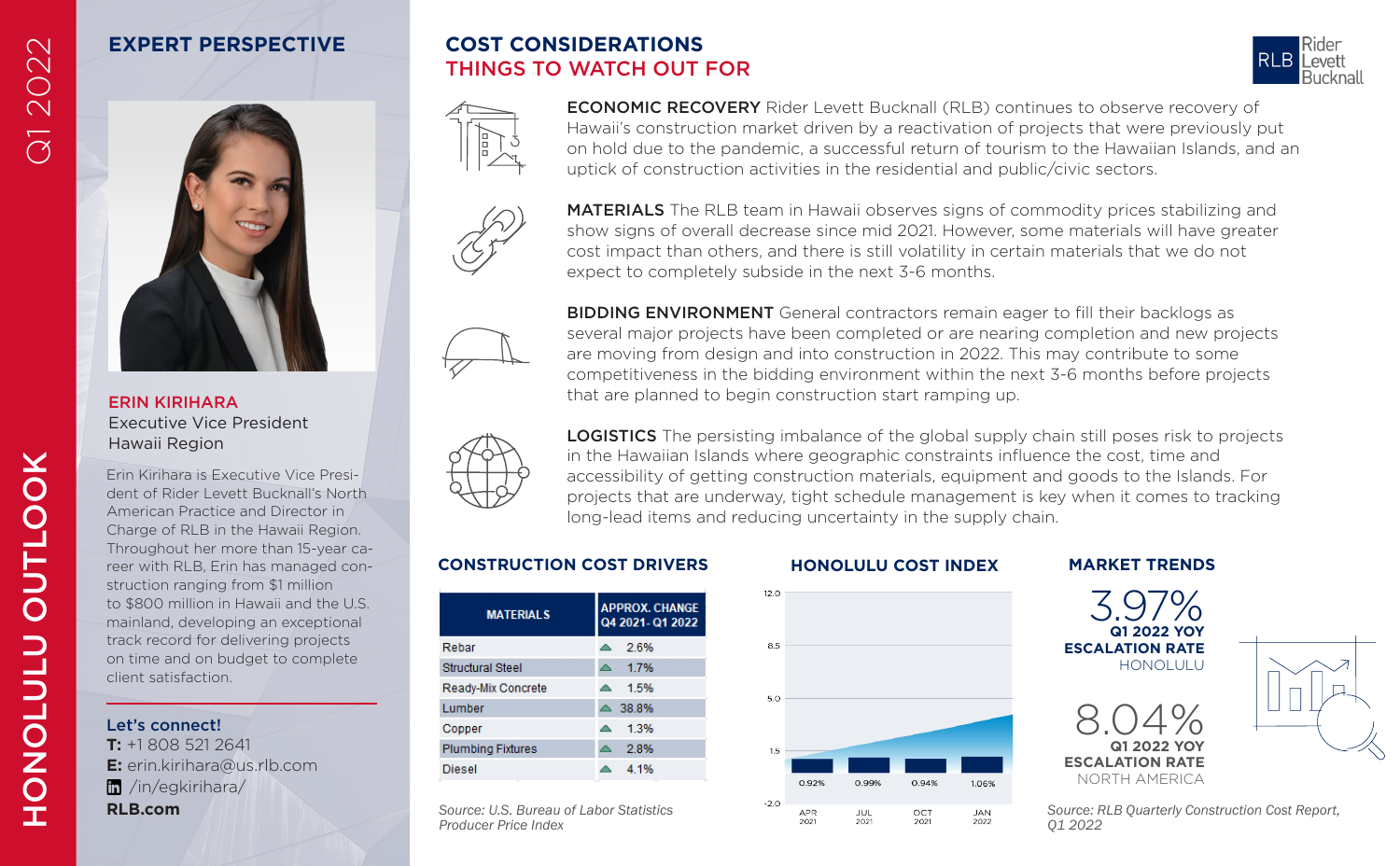# HONOLULU OUTLOOK

Q1 2022

## EXPERT PERSPECTIVE

**ERIN KIRIHARA**
Executive Vice President
Hawaii Region

Erin Kirihara is Executive Vice President of Rider Levett Bucknall's North American Practice and Director in Charge of RLB in the Hawaii Region. Throughout her more than 15-year career with RLB, Erin has managed construction ranging from $1 million to $800 million in Hawaii and the U.S. mainland, developing an exceptional track record for delivering projects on time and on budget to complete client satisfaction.

**Let's connect!**
**T:** +1 808 521 2641
**E:** erin.kirihara@us.rlb.com
/in/egkirihara/
**RLB.com**

## COST CONSIDERATIONS
## THINGS TO WATCH OUT FOR

**ECONOMIC RECOVERY** Rider Levett Bucknall (RLB) continues to observe recovery of Hawaii's construction market driven by a reactivation of projects that were previously put on hold due to the pandemic, a successful return of tourism to the Hawaiian Islands, and an uptick of construction activities in the residential and public/civic sectors.

**MATERIALS** The RLB team in Hawaii observes signs of commodity prices stabilizing and show signs of overall decrease since mid 2021. However, some materials will have greater cost impact than others, and there is still volatility in certain materials that we do not expect to completely subside in the next 3-6 months.

**BIDDING ENVIRONMENT** General contractors remain eager to fill their backlogs as several major projects have been completed or are nearing completion and new projects are moving from design and into construction in 2022. This may contribute to some competitiveness in the bidding environment within the next 3-6 months before projects that are planned to begin construction start ramping up.

**LOGISTICS** The persisting imbalance of the global supply chain still poses risk to projects in the Hawaiian Islands where geographic constraints influence the cost, time and accessibility of getting construction materials, equipment and goods to the Islands. For projects that are underway, tight schedule management is key when it comes to tracking long-lead items and reducing uncertainty in the supply chain.

### CONSTRUCTION COST DRIVERS

| MATERIALS | APPROX. CHANGE Q4 2021 - Q1 2022 |
|---|---|
| Rebar | ▲ 2.6% |
| Structural Steel | ▲ 1.7% |
| Ready-Mix Concrete | ▲ 1.5% |
| Lumber | ▲ 38.8% |
| Copper | ▲ 1.3% |
| Plumbing Fixtures | ▲ 2.8% |
| Diesel | ▲ 4.1% |

*Source: U.S. Bureau of Labor Statistics Producer Price Index*

### HONOLULU COST INDEX

| | APR 2021 | JUL 2021 | OCT 2021 | JAN 2022 |
|---|---|---|---|---|
| Quarterly change | 0.92% | 0.99% | 0.94% | 1.06% |

### MARKET TRENDS

**3.97%**
**Q1 2022 YOY ESCALATION RATE**
HONOLULU

**8.04%**
**Q1 2022 YOY ESCALATION RATE**
NORTH AMERICA

*Source: RLB Quarterly Construction Cost Report, Q1 2022*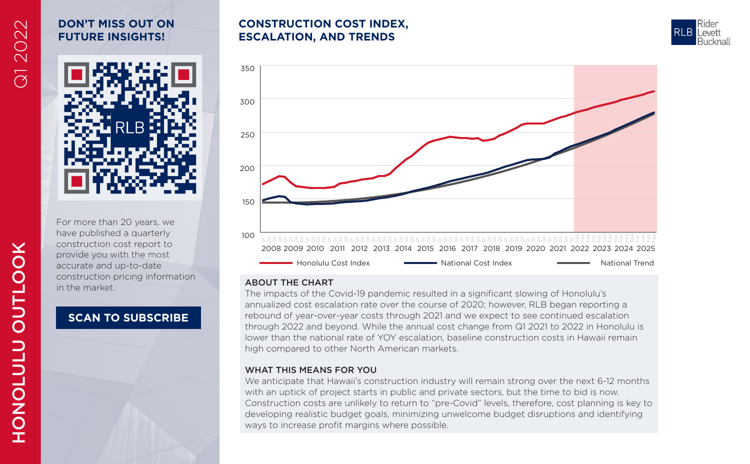Q1 2022

HONOLULU OUTLOOK

## DON'T MISS OUT ON FUTURE INSIGHTS!

RLB

For more than 20 years, we have published a quarterly construction cost report to provide you with the most accurate and up-to-date construction pricing information in the market.

**SCAN TO SUBSCRIBE**

## CONSTRUCTION COST INDEX, ESCALATION, AND TRENDS

RLB Rider Levett Bucknall

350
300
250
200
150
100

2008 2009 2010 2011 2012 2013 2014 2015 2016 2017 2018 2019 2020 2021 2022 2023 2024 2025

Honolulu Cost Index
National Cost Index
National Trend

### ABOUT THE CHART

The impacts of the Covid-19 pandemic resulted in a significant slowing of Honolulu's annualized cost escalation rate over the course of 2020; however, RLB began reporting a rebound of year-over-year costs through 2021 and we expect to see continued escalation through 2022 and beyond. While the annual cost change from Q1 2021 to 2022 in Honolulu is lower than the national rate of YOY escalation, baseline construction costs in Hawaii remain high compared to other North American markets.

### WHAT THIS MEANS FOR YOU

We anticipate that Hawaii's construction industry will remain strong over the next 6-12 months with an uptick of project starts in public and private sectors, but the time to bid is now. Construction costs are unlikely to return to "pre-Covid" levels, therefore, cost planning is key to developing realistic budget goals, minimizing unwelcome budget disruptions and identifying ways to increase profit margins where possible.